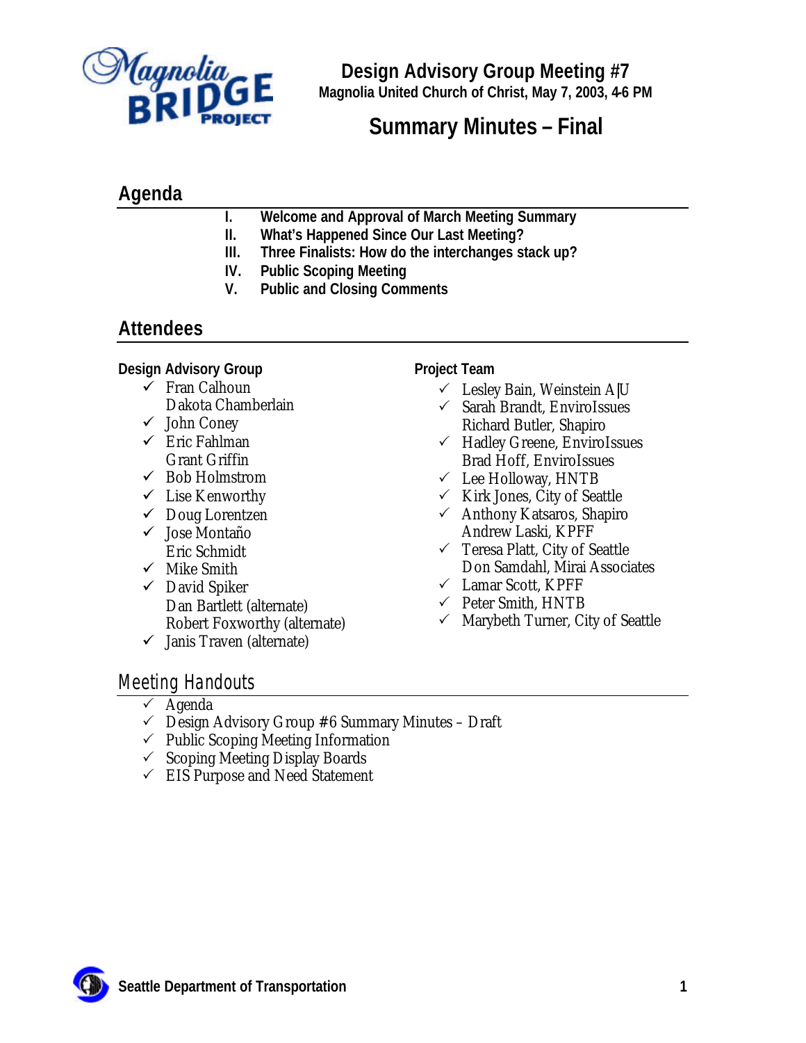# Design Advisory Group Meeting #7

**Magnolia United Church of Christ, May 7, 2003, 4-6 PM**

## Summary Minutes – Final

## Agenda

I. **Welcome and Approval of March Meeting Summary**
II. **What's Happened Since Our Last Meeting?**
III. **Three Finalists: How do the interchanges stack up?**
IV. **Public Scoping Meeting**
V. **Public and Closing Comments**

## Attendees

**Design Advisory Group**

- ✓ Fran Calhoun
- Dakota Chamberlain
- ✓ John Coney
- ✓ Eric Fahlman
- Grant Griffin
- ✓ Bob Holmstrom
- ✓ Lise Kenworthy
- ✓ Doug Lorentzen
- ✓ Jose Montaño
- Eric Schmidt
- ✓ Mike Smith
- ✓ David Spiker
- Dan Bartlett (alternate)
- Robert Foxworthy (alternate)
- ✓ Janis Traven (alternate)

**Project Team**

- ✓ Lesley Bain, Weinstein A|U
- ✓ Sarah Brandt, EnviroIssues
- Richard Butler, Shapiro
- ✓ Hadley Greene, EnviroIssues
- Brad Hoff, EnviroIssues
- ✓ Lee Holloway, HNTB
- ✓ Kirk Jones, City of Seattle
- ✓ Anthony Katsaros, Shapiro
- Andrew Laski, KPFF
- ✓ Teresa Platt, City of Seattle
- Don Samdahl, Mirai Associates
- ✓ Lamar Scott, KPFF
- ✓ Peter Smith, HNTB
- ✓ Marybeth Turner, City of Seattle

## Meeting Handouts

- ✓ Agenda
- ✓ Design Advisory Group #6 Summary Minutes – Draft
- ✓ Public Scoping Meeting Information
- ✓ Scoping Meeting Display Boards
- ✓ EIS Purpose and Need Statement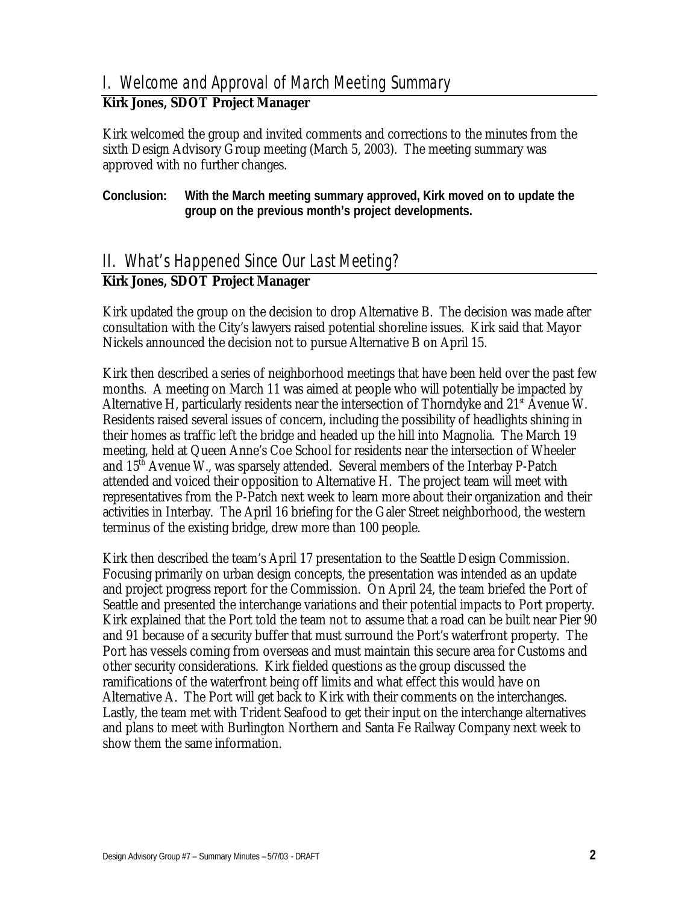## I. Welcome and Approval of March Meeting Summary

**Kirk Jones, SDOT Project Manager**

Kirk welcomed the group and invited comments and corrections to the minutes from the sixth Design Advisory Group meeting (March 5, 2003). The meeting summary was approved with no further changes.

**Conclusion: With the March meeting summary approved, Kirk moved on to update the group on the previous month's project developments.**

## II. What's Happened Since Our Last Meeting?

**Kirk Jones, SDOT Project Manager**

Kirk updated the group on the decision to drop Alternative B. The decision was made after consultation with the City's lawyers raised potential shoreline issues. Kirk said that Mayor Nickels announced the decision not to pursue Alternative B on April 15.

Kirk then described a series of neighborhood meetings that have been held over the past few months. A meeting on March 11 was aimed at people who will potentially be impacted by Alternative H, particularly residents near the intersection of Thorndyke and 21st Avenue W. Residents raised several issues of concern, including the possibility of headlights shining in their homes as traffic left the bridge and headed up the hill into Magnolia. The March 19 meeting, held at Queen Anne's Coe School for residents near the intersection of Wheeler and 15th Avenue W., was sparsely attended. Several members of the Interbay P-Patch attended and voiced their opposition to Alternative H. The project team will meet with representatives from the P-Patch next week to learn more about their organization and their activities in Interbay. The April 16 briefing for the Galer Street neighborhood, the western terminus of the existing bridge, drew more than 100 people.

Kirk then described the team's April 17 presentation to the Seattle Design Commission. Focusing primarily on urban design concepts, the presentation was intended as an update and project progress report for the Commission. On April 24, the team briefed the Port of Seattle and presented the interchange variations and their potential impacts to Port property. Kirk explained that the Port told the team not to assume that a road can be built near Pier 90 and 91 because of a security buffer that must surround the Port's waterfront property. The Port has vessels coming from overseas and must maintain this secure area for Customs and other security considerations. Kirk fielded questions as the group discussed the ramifications of the waterfront being off limits and what effect this would have on Alternative A. The Port will get back to Kirk with their comments on the interchanges. Lastly, the team met with Trident Seafood to get their input on the interchange alternatives and plans to meet with Burlington Northern and Santa Fe Railway Company next week to show them the same information.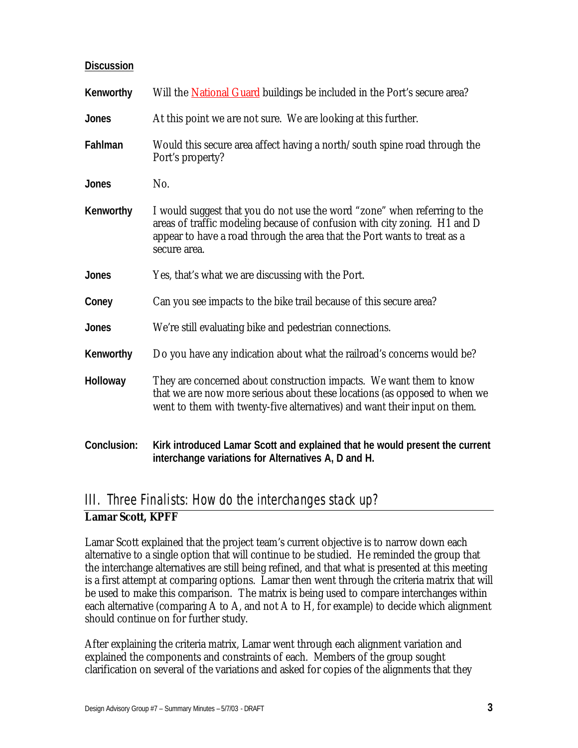**Discussion**

**Kenworthy** Will the National Guard buildings be included in the Port's secure area?

**Jones** At this point we are not sure. We are looking at this further.

**Fahlman** Would this secure area affect having a north/south spine road through the Port's property?

**Jones** No.

**Kenworthy** I would suggest that you do not use the word "zone" when referring to the areas of traffic modeling because of confusion with city zoning. H1 and D appear to have a road through the area that the Port wants to treat as a secure area.

**Jones** Yes, that's what we are discussing with the Port.

**Coney** Can you see impacts to the bike trail because of this secure area?

**Jones** We're still evaluating bike and pedestrian connections.

**Kenworthy** Do you have any indication about what the railroad's concerns would be?

**Holloway** They are concerned about construction impacts. We want them to know that we are now more serious about these locations (as opposed to when we went to them with twenty-five alternatives) and want their input on them.

**Conclusion:** **Kirk introduced Lamar Scott and explained that he would present the current interchange variations for Alternatives A, D and H.**

## III. Three Finalists: How do the interchanges stack up?

**Lamar Scott, KPFF**

Lamar Scott explained that the project team's current objective is to narrow down each alternative to a single option that will continue to be studied. He reminded the group that the interchange alternatives are still being refined, and that what is presented at this meeting is a first attempt at comparing options. Lamar then went through the criteria matrix that will be used to make this comparison. The matrix is being used to compare interchanges within each alternative (comparing A to A, and not A to H, for example) to decide which alignment should continue on for further study.

After explaining the criteria matrix, Lamar went through each alignment variation and explained the components and constraints of each. Members of the group sought clarification on several of the variations and asked for copies of the alignments that they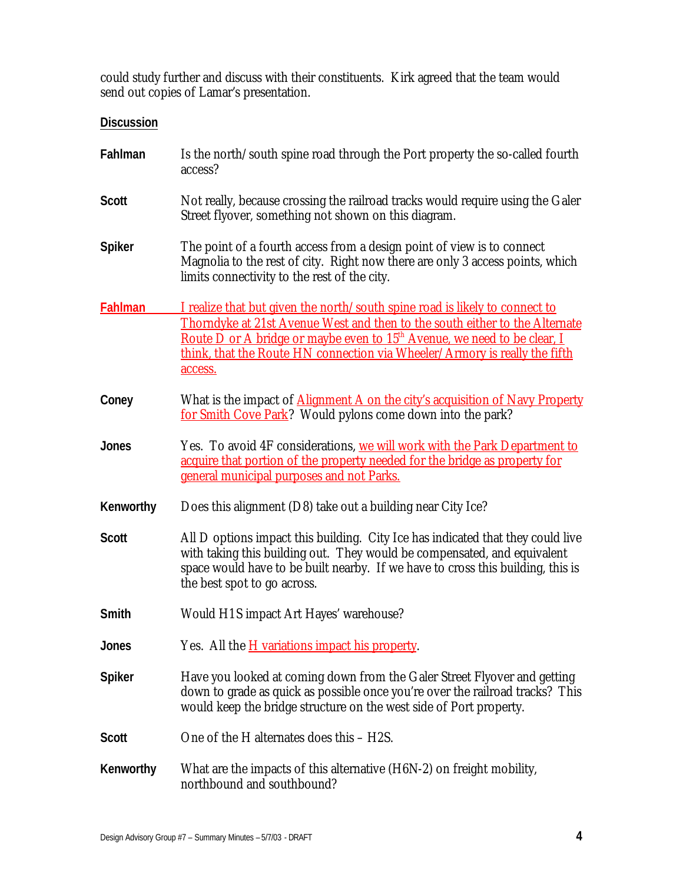could study further and discuss with their constituents. Kirk agreed that the team would send out copies of Lamar's presentation.

**Discussion**

**Fahlman** Is the north/south spine road through the Port property the so-called fourth access?

**Scott** Not really, because crossing the railroad tracks would require using the Galer Street flyover, something not shown on this diagram.

**Spiker** The point of a fourth access from a design point of view is to connect Magnolia to the rest of city. Right now there are only 3 access points, which limits connectivity to the rest of the city.

**Fahlman** I realize that but given the north/south spine road is likely to connect to Thorndyke at 21st Avenue West and then to the south either to the Alternate Route D or A bridge or maybe even to 15th Avenue, we need to be clear, I think, that the Route HN connection via Wheeler/Armory is really the fifth access.

**Coney** What is the impact of Alignment A on the city's acquisition of Navy Property for Smith Cove Park? Would pylons come down into the park?

**Jones** Yes. To avoid 4F considerations, we will work with the Park Department to acquire that portion of the property needed for the bridge as property for general municipal purposes and not Parks.

**Kenworthy** Does this alignment (D8) take out a building near City Ice?

**Scott** All D options impact this building. City Ice has indicated that they could live with taking this building out. They would be compensated, and equivalent space would have to be built nearby. If we have to cross this building, this is the best spot to go across.

**Smith** Would H1S impact Art Hayes' warehouse?

**Jones** Yes. All the H variations impact his property.

**Spiker** Have you looked at coming down from the Galer Street Flyover and getting down to grade as quick as possible once you're over the railroad tracks? This would keep the bridge structure on the west side of Port property.

**Scott** One of the H alternates does this – H2S.

**Kenworthy** What are the impacts of this alternative (H6N-2) on freight mobility, northbound and southbound?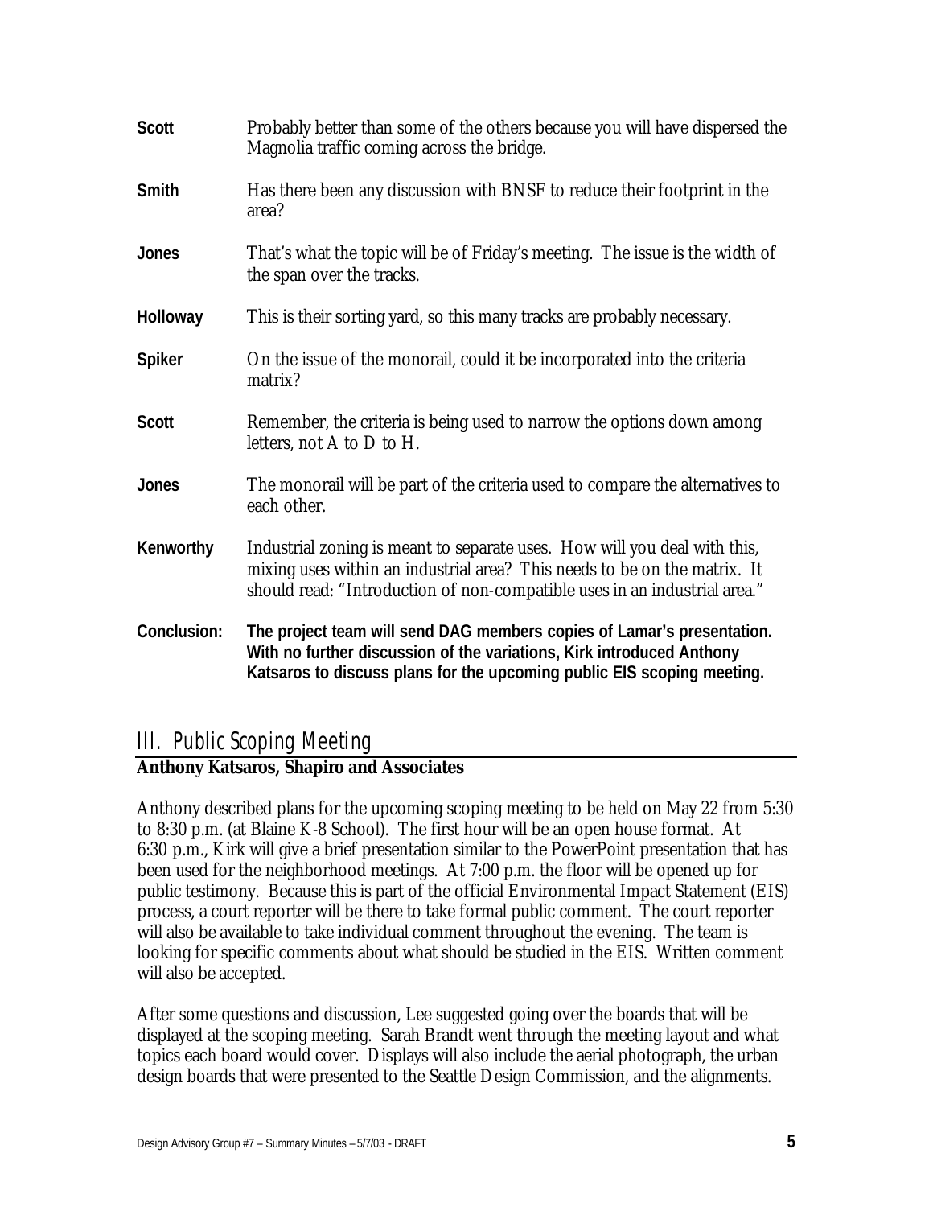| | |
|---|---|
| **Scott** | Probably better than some of the others because you will have dispersed the Magnolia traffic coming across the bridge. |
| **Smith** | Has there been any discussion with BNSF to reduce their footprint in the area? |
| **Jones** | That's what the topic will be of Friday's meeting. The issue is the width of the span over the tracks. |
| **Holloway** | This is their sorting yard, so this many tracks are probably necessary. |
| **Spiker** | On the issue of the monorail, could it be incorporated into the criteria matrix? |
| **Scott** | Remember, the criteria is being used to narrow the options down among letters, not A to D to H. |
| **Jones** | The monorail will be part of the criteria used to compare the alternatives to each other. |
| **Kenworthy** | Industrial zoning is meant to separate uses. How will you deal with this, mixing uses within an industrial area? This needs to be on the matrix. It should read: "Introduction of non-compatible uses in an industrial area." |
| **Conclusion:** | **The project team will send DAG members copies of Lamar's presentation. With no further discussion of the variations, Kirk introduced Anthony Katsaros to discuss plans for the upcoming public EIS scoping meeting.** |

## III. Public Scoping Meeting

**Anthony Katsaros, Shapiro and Associates**

Anthony described plans for the upcoming scoping meeting to be held on May 22 from 5:30 to 8:30 p.m. (at Blaine K-8 School). The first hour will be an open house format. At 6:30 p.m., Kirk will give a brief presentation similar to the PowerPoint presentation that has been used for the neighborhood meetings. At 7:00 p.m. the floor will be opened up for public testimony. Because this is part of the official Environmental Impact Statement (EIS) process, a court reporter will be there to take formal public comment. The court reporter will also be available to take individual comment throughout the evening. The team is looking for specific comments about what should be studied in the EIS. Written comment will also be accepted.

After some questions and discussion, Lee suggested going over the boards that will be displayed at the scoping meeting. Sarah Brandt went through the meeting layout and what topics each board would cover. Displays will also include the aerial photograph, the urban design boards that were presented to the Seattle Design Commission, and the alignments.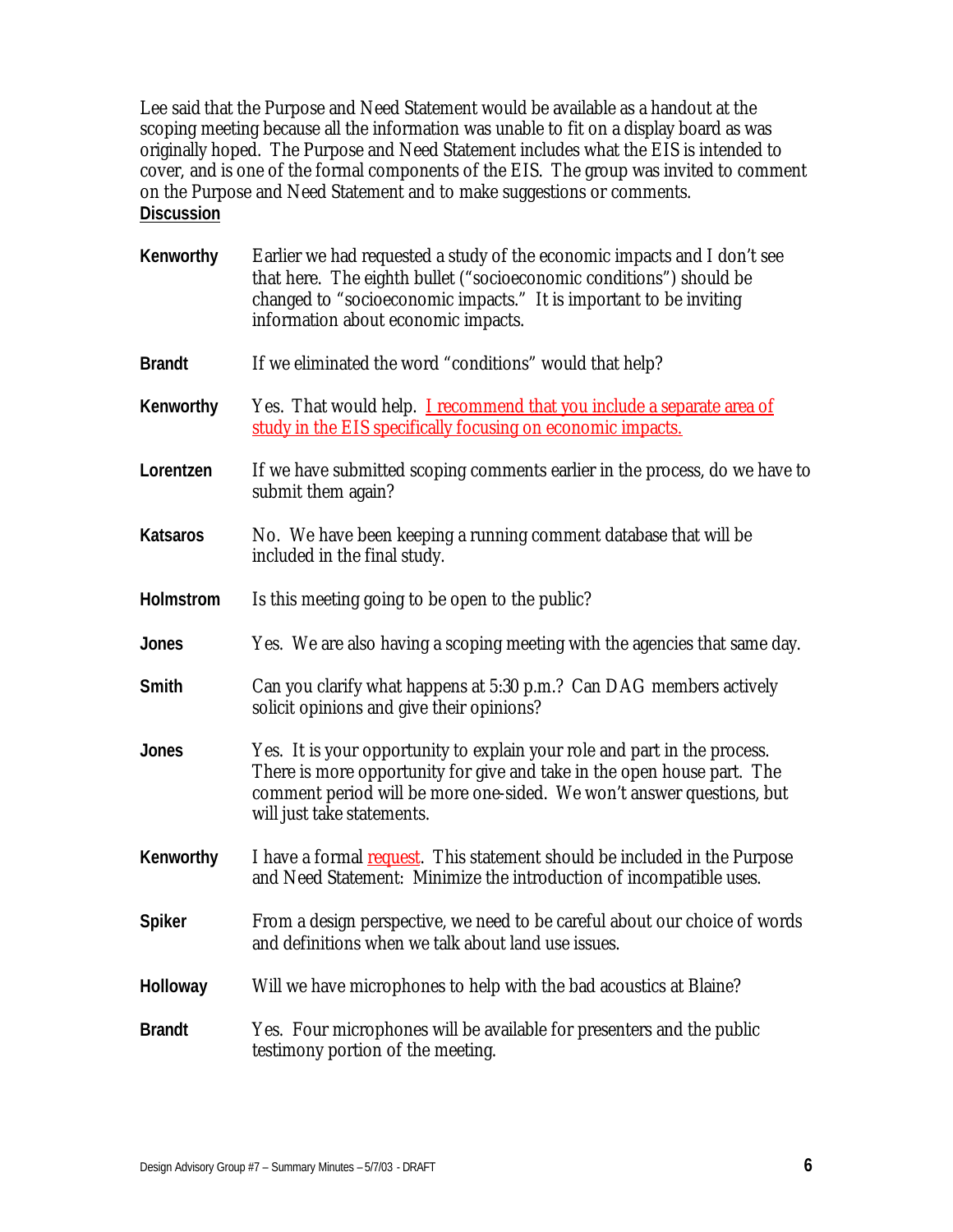Lee said that the Purpose and Need Statement would be available as a handout at the scoping meeting because all the information was unable to fit on a display board as was originally hoped. The Purpose and Need Statement includes what the EIS is intended to cover, and is one of the formal components of the EIS. The group was invited to comment on the Purpose and Need Statement and to make suggestions or comments.

**Discussion**

| | |
|---|---|
| **Kenworthy** | Earlier we had requested a study of the economic impacts and I don't see that here. The eighth bullet ("socioeconomic conditions") should be changed to "socioeconomic impacts." It is important to be inviting information about economic impacts. |
| **Brandt** | If we eliminated the word "conditions" would that help? |
| **Kenworthy** | Yes. That would help. I recommend that you include a separate area of study in the EIS specifically focusing on economic impacts. |
| **Lorentzen** | If we have submitted scoping comments earlier in the process, do we have to submit them again? |
| **Katsaros** | No. We have been keeping a running comment database that will be included in the final study. |
| **Holmstrom** | Is this meeting going to be open to the public? |
| **Jones** | Yes. We are also having a scoping meeting with the agencies that same day. |
| **Smith** | Can you clarify what happens at 5:30 p.m.? Can DAG members actively solicit opinions and give their opinions? |
| **Jones** | Yes. It is your opportunity to explain your role and part in the process. There is more opportunity for give and take in the open house part. The comment period will be more one-sided. We won't answer questions, but will just take statements. |
| **Kenworthy** | I have a formal request. This statement should be included in the Purpose and Need Statement: Minimize the introduction of incompatible uses. |
| **Spiker** | From a design perspective, we need to be careful about our choice of words and definitions when we talk about land use issues. |
| **Holloway** | Will we have microphones to help with the bad acoustics at Blaine? |
| **Brandt** | Yes. Four microphones will be available for presenters and the public testimony portion of the meeting. |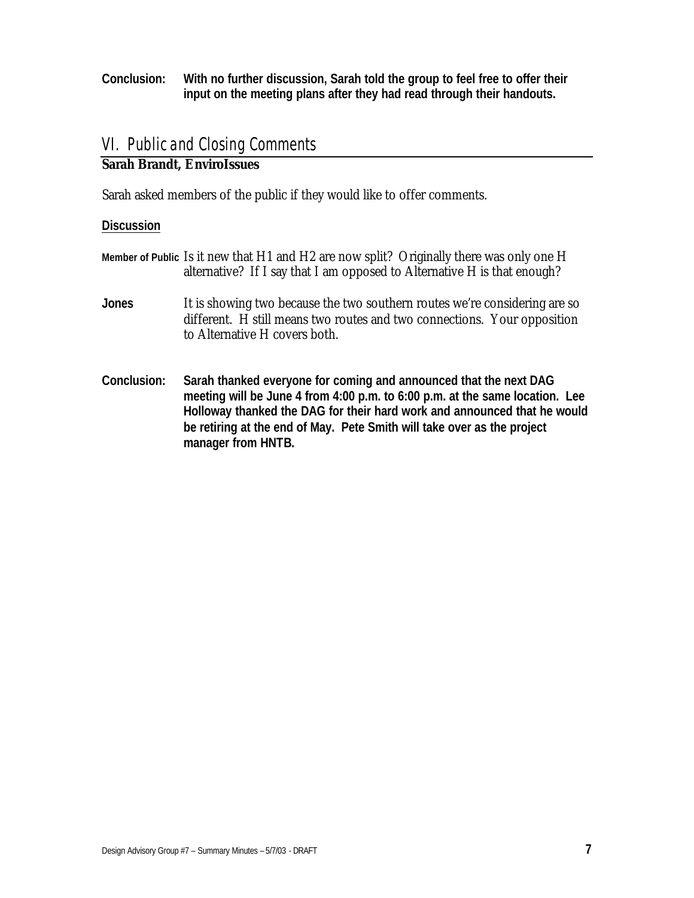**Conclusion:** **With no further discussion, Sarah told the group to feel free to offer their input on the meeting plans after they had read through their handouts.**

## VI. Public and Closing Comments

**Sarah Brandt, EnviroIssues**

Sarah asked members of the public if they would like to offer comments.

**Discussion**

**Member of Public** Is it new that H1 and H2 are now split? Originally there was only one H alternative? If I say that I am opposed to Alternative H is that enough?

**Jones** It is showing two because the two southern routes we're considering are so different. H still means two routes and two connections. Your opposition to Alternative H covers both.

**Conclusion:** **Sarah thanked everyone for coming and announced that the next DAG meeting will be June 4 from 4:00 p.m. to 6:00 p.m. at the same location. Lee Holloway thanked the DAG for their hard work and announced that he would be retiring at the end of May. Pete Smith will take over as the project manager from HNTB.**